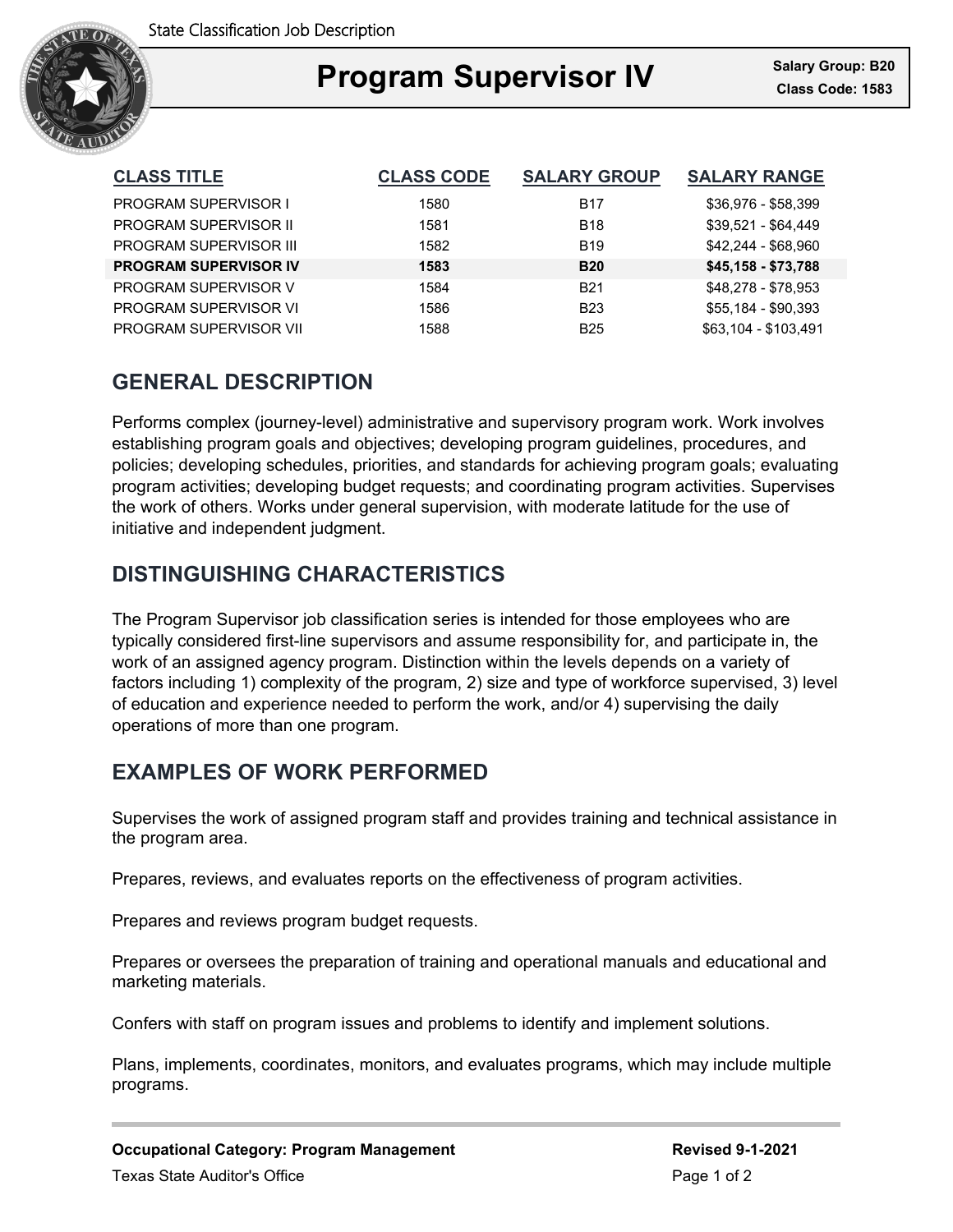State Classification Job Description

# Program Supervisor IV

**Salary Group: B20**
**Class Code: 1583**

| CLASS TITLE | CLASS CODE | SALARY GROUP | SALARY RANGE |
|---|---|---|---|
| PROGRAM SUPERVISOR I | 1580 | B17 | $36,976 - $58,399 |
| PROGRAM SUPERVISOR II | 1581 | B18 | $39,521 - $64,449 |
| PROGRAM SUPERVISOR III | 1582 | B19 | $42,244 - $68,960 |
| **PROGRAM SUPERVISOR IV** | **1583** | **B20** | **$45,158 - $73,788** |
| PROGRAM SUPERVISOR V | 1584 | B21 | $48,278 - $78,953 |
| PROGRAM SUPERVISOR VI | 1586 | B23 | $55,184 - $90,393 |
| PROGRAM SUPERVISOR VII | 1588 | B25 | $63,104 - $103,491 |

## GENERAL DESCRIPTION

Performs complex (journey-level) administrative and supervisory program work. Work involves establishing program goals and objectives; developing program guidelines, procedures, and policies; developing schedules, priorities, and standards for achieving program goals; evaluating program activities; developing budget requests; and coordinating program activities. Supervises the work of others. Works under general supervision, with moderate latitude for the use of initiative and independent judgment.

## DISTINGUISHING CHARACTERISTICS

The Program Supervisor job classification series is intended for those employees who are typically considered first-line supervisors and assume responsibility for, and participate in, the work of an assigned agency program. Distinction within the levels depends on a variety of factors including 1) complexity of the program, 2) size and type of workforce supervised, 3) level of education and experience needed to perform the work, and/or 4) supervising the daily operations of more than one program.

## EXAMPLES OF WORK PERFORMED

Supervises the work of assigned program staff and provides training and technical assistance in the program area.

Prepares, reviews, and evaluates reports on the effectiveness of program activities.

Prepares and reviews program budget requests.

Prepares or oversees the preparation of training and operational manuals and educational and marketing materials.

Confers with staff on program issues and problems to identify and implement solutions.

Plans, implements, coordinates, monitors, and evaluates programs, which may include multiple programs.

**Occupational Category: Program Management**

**Revised 9-1-2021**

Texas State Auditor's Office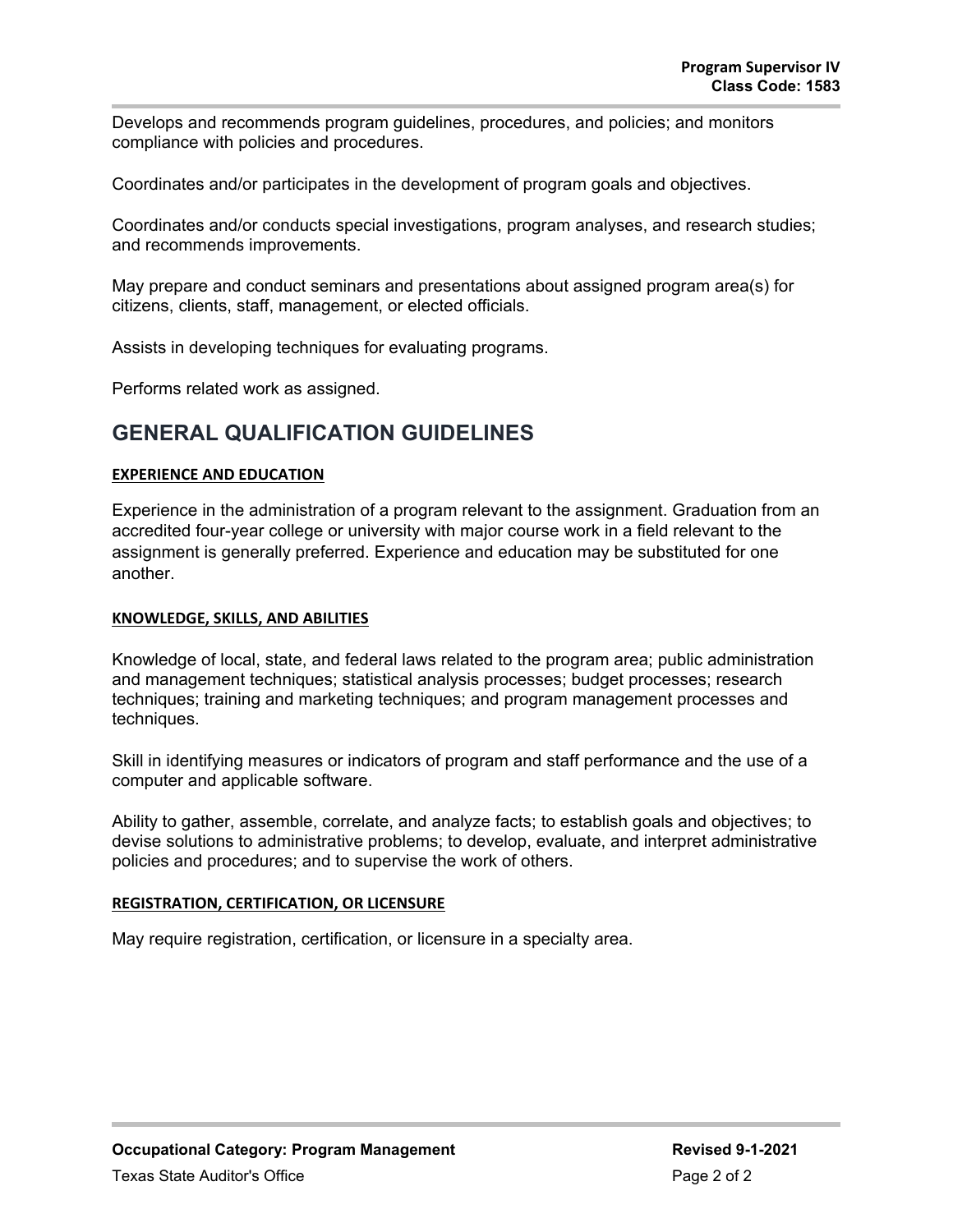Develops and recommends program guidelines, procedures, and policies; and monitors compliance with policies and procedures.

Coordinates and/or participates in the development of program goals and objectives.

Coordinates and/or conducts special investigations, program analyses, and research studies; and recommends improvements.

May prepare and conduct seminars and presentations about assigned program area(s) for citizens, clients, staff, management, or elected officials.

Assists in developing techniques for evaluating programs.

Performs related work as assigned.

## GENERAL QUALIFICATION GUIDELINES

### EXPERIENCE AND EDUCATION

Experience in the administration of a program relevant to the assignment. Graduation from an accredited four-year college or university with major course work in a field relevant to the assignment is generally preferred. Experience and education may be substituted for one another.

### KNOWLEDGE, SKILLS, AND ABILITIES

Knowledge of local, state, and federal laws related to the program area; public administration and management techniques; statistical analysis processes; budget processes; research techniques; training and marketing techniques; and program management processes and techniques.

Skill in identifying measures or indicators of program and staff performance and the use of a computer and applicable software.

Ability to gather, assemble, correlate, and analyze facts; to establish goals and objectives; to devise solutions to administrative problems; to develop, evaluate, and interpret administrative policies and procedures; and to supervise the work of others.

### REGISTRATION, CERTIFICATION, OR LICENSURE

May require registration, certification, or licensure in a specialty area.